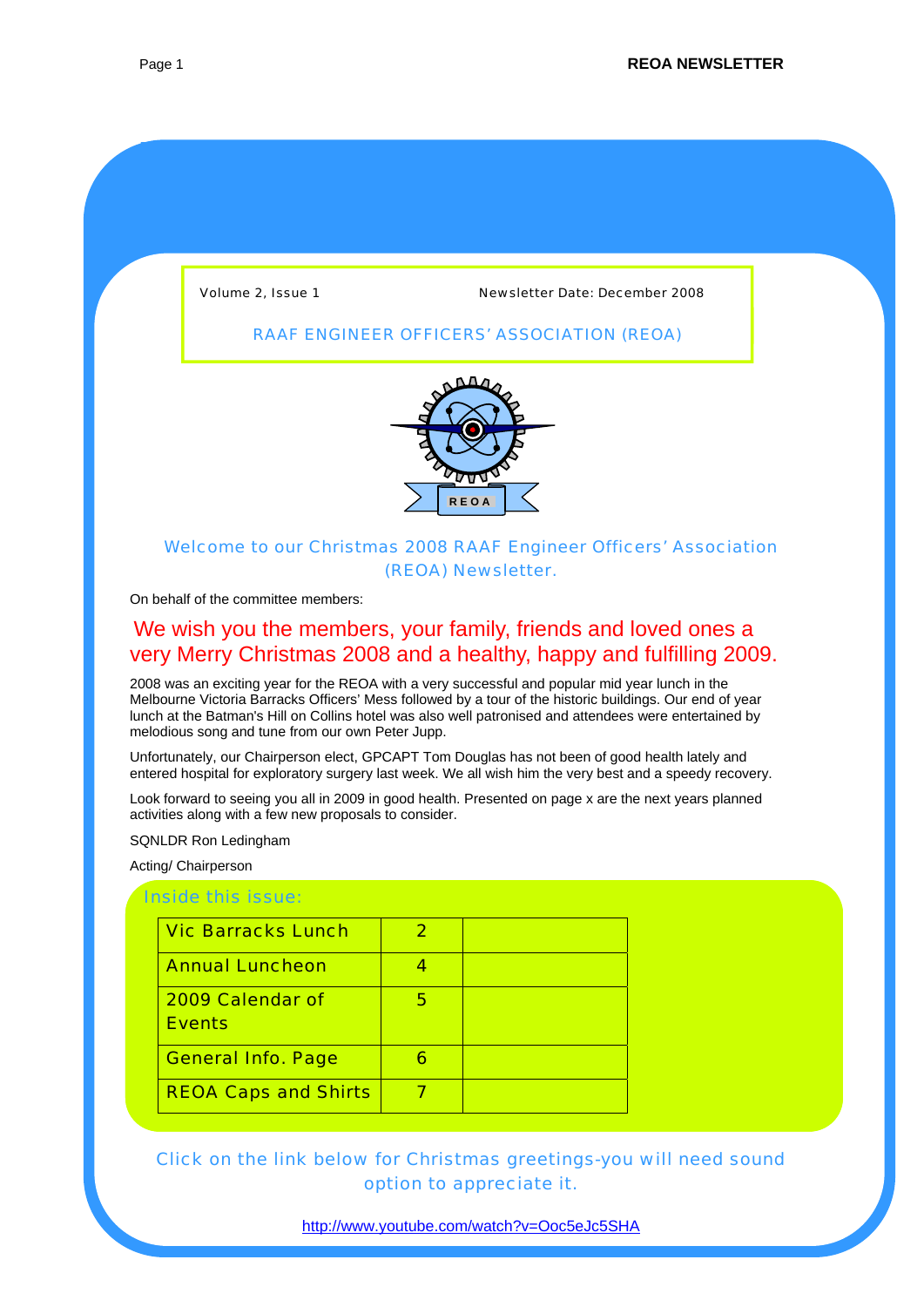Volume 2, Issue 1 Newsletter Date: December 2008

# RAAF ENGINEER OFFICERS' ASSOCIATION (REOA)

REOA

## Welcome to our Christmas 2008 RAAF Engineer Officers' Association (REOA) Newsletter.

On behalf of the committee members:

**We wish you the members, your family, friends and loved ones a very Merry Christmas 2008 and a healthy, happy and fulfilling 2009.**

2008 was an exciting year for the REOA with a very successful and popular mid year lunch in the Melbourne Victoria Barracks Officers' Mess followed by a tour of the historic buildings. Our end of year lunch at the Batman's Hill on Collins hotel was also well patronised and attendees were entertained by melodious song and tune from our own Peter Jupp.

Unfortunately, our Chairperson elect, GPCAPT Tom Douglas has not been of good health lately and entered hospital for exploratory surgery last week. We all wish him the very best and a speedy recovery.

Look forward to seeing you all in 2009 in good health. Presented on page x are the next years planned activities along with a few new proposals to consider.

SQNLDR Ron Ledingham

Acting/ Chairperson

### Inside this issue:

| | | |
|---|---|---|
| Vic Barracks Lunch | 2 | |
| Annual Luncheon | 4 | |
| 2009 Calendar of Events | 5 | |
| General Info. Page | 6 | |
| REOA Caps and Shirts | 7 | |

Click on the link below for Christmas greetings-you will need sound option to appreciate it.

http://www.youtube.com/watch?v=Ooc5eJc5SHA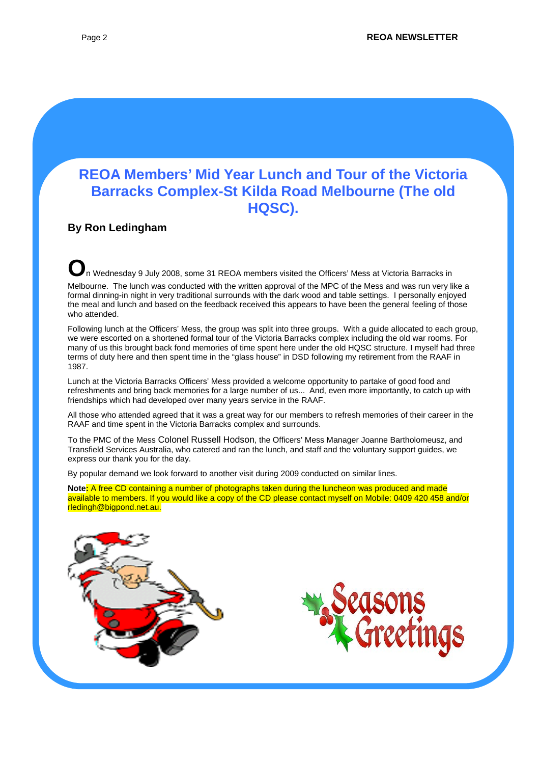## REOA Members' Mid Year Lunch and Tour of the Victoria Barracks Complex-St Kilda Road Melbourne (The old HQSC).

**By Ron Ledingham**

On Wednesday 9 July 2008, some 31 REOA members visited the Officers' Mess at Victoria Barracks in Melbourne. The lunch was conducted with the written approval of the MPC of the Mess and was run very like a formal dinning-in night in very traditional surrounds with the dark wood and table settings. I personally enjoyed the meal and lunch and based on the feedback received this appears to have been the general feeling of those who attended.

Following lunch at the Officers' Mess, the group was split into three groups. With a guide allocated to each group, we were escorted on a shortened formal tour of the Victoria Barracks complex including the old war rooms. For many of us this brought back fond memories of time spent here under the old HQSC structure. I myself had three terms of duty here and then spent time in the "glass house" in DSD following my retirement from the RAAF in 1987.

Lunch at the Victoria Barracks Officers' Mess provided a welcome opportunity to partake of good food and refreshments and bring back memories for a large number of us... And, even more importantly, to catch up with friendships which had developed over many years service in the RAAF.

All those who attended agreed that it was a great way for our members to refresh memories of their career in the RAAF and time spent in the Victoria Barracks complex and surrounds.

To the PMC of the Mess Colonel Russell Hodson, the Officers' Mess Manager Joanne Bartholomeusz, and Transfield Services Australia, who catered and ran the lunch, and staff and the voluntary support guides, we express our thank you for the day.

By popular demand we look forward to another visit during 2009 conducted on similar lines.

**Note:** A free CD containing a number of photographs taken during the luncheon was produced and made available to members. If you would like a copy of the CD please contact myself on Mobile: 0409 420 458 and/or rledingh@bigpond.net.au.

Seasons Greetings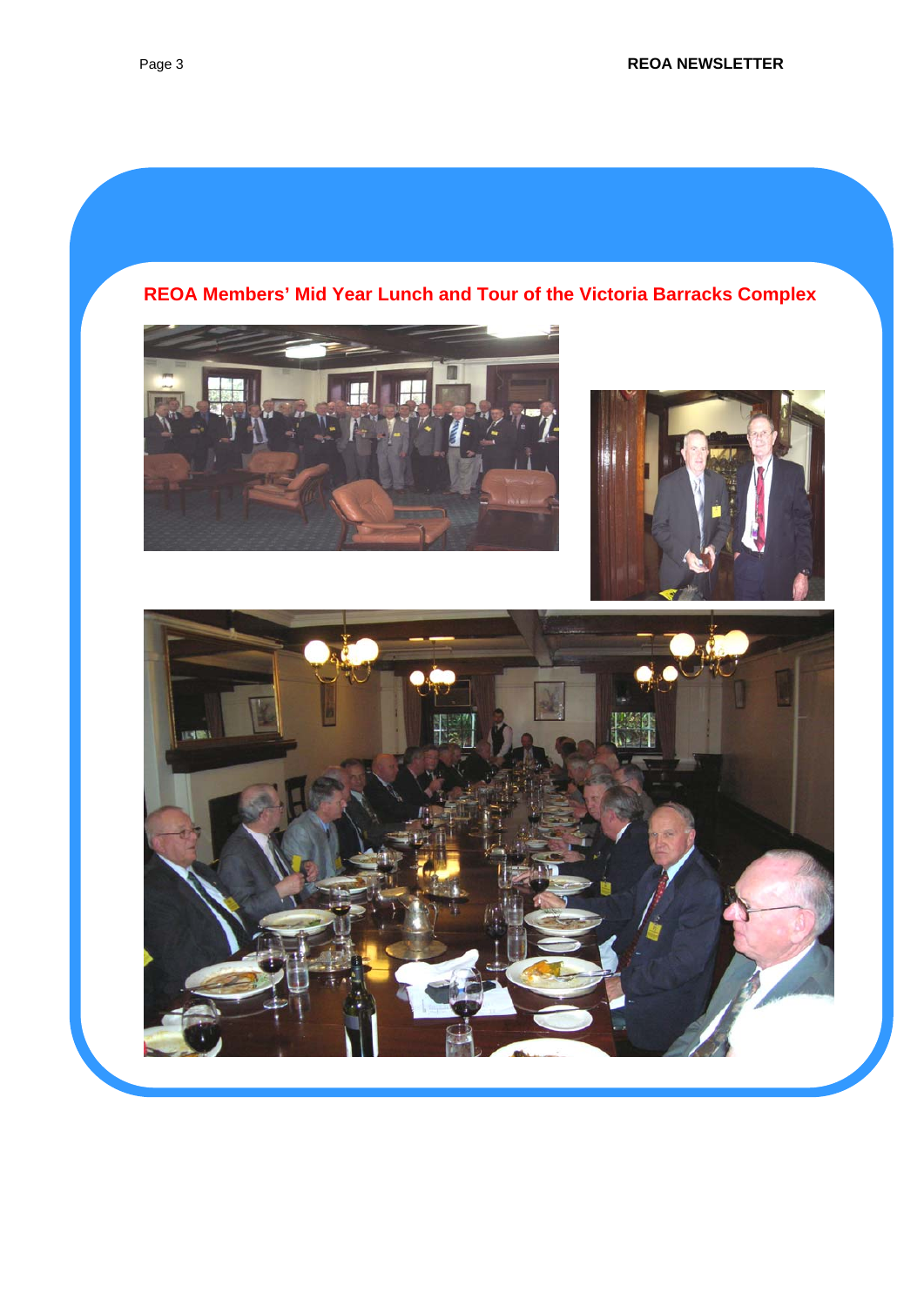## REOA Members' Mid Year Lunch and Tour of the Victoria Barracks Complex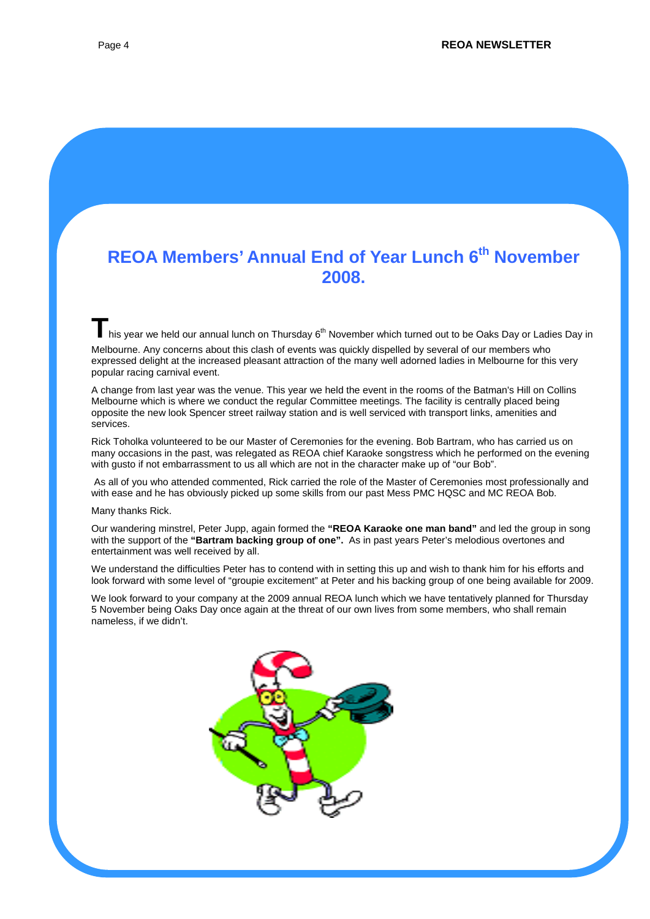# REOA Members' Annual End of Year Lunch 6th November 2008.

This year we held our annual lunch on Thursday 6th November which turned out to be Oaks Day or Ladies Day in Melbourne. Any concerns about this clash of events was quickly dispelled by several of our members who expressed delight at the increased pleasant attraction of the many well adorned ladies in Melbourne for this very popular racing carnival event.

A change from last year was the venue. This year we held the event in the rooms of the Batman's Hill on Collins Melbourne which is where we conduct the regular Committee meetings. The facility is centrally placed being opposite the new look Spencer street railway station and is well serviced with transport links, amenities and services.

Rick Toholka volunteered to be our Master of Ceremonies for the evening. Bob Bartram, who has carried us on many occasions in the past, was relegated as REOA chief Karaoke songstress which he performed on the evening with gusto if not embarrassment to us all which are not in the character make up of "our Bob".

As all of you who attended commented, Rick carried the role of the Master of Ceremonies most professionally and with ease and he has obviously picked up some skills from our past Mess PMC HQSC and MC REOA Bob.

Many thanks Rick.

Our wandering minstrel, Peter Jupp, again formed the **"REOA Karaoke one man band"** and led the group in song with the support of the **"Bartram backing group of one".** As in past years Peter's melodious overtones and entertainment was well received by all.

We understand the difficulties Peter has to contend with in setting this up and wish to thank him for his efforts and look forward with some level of "groupie excitement" at Peter and his backing group of one being available for 2009.

We look forward to your company at the 2009 annual REOA lunch which we have tentatively planned for Thursday 5 November being Oaks Day once again at the threat of our own lives from some members, who shall remain nameless, if we didn't.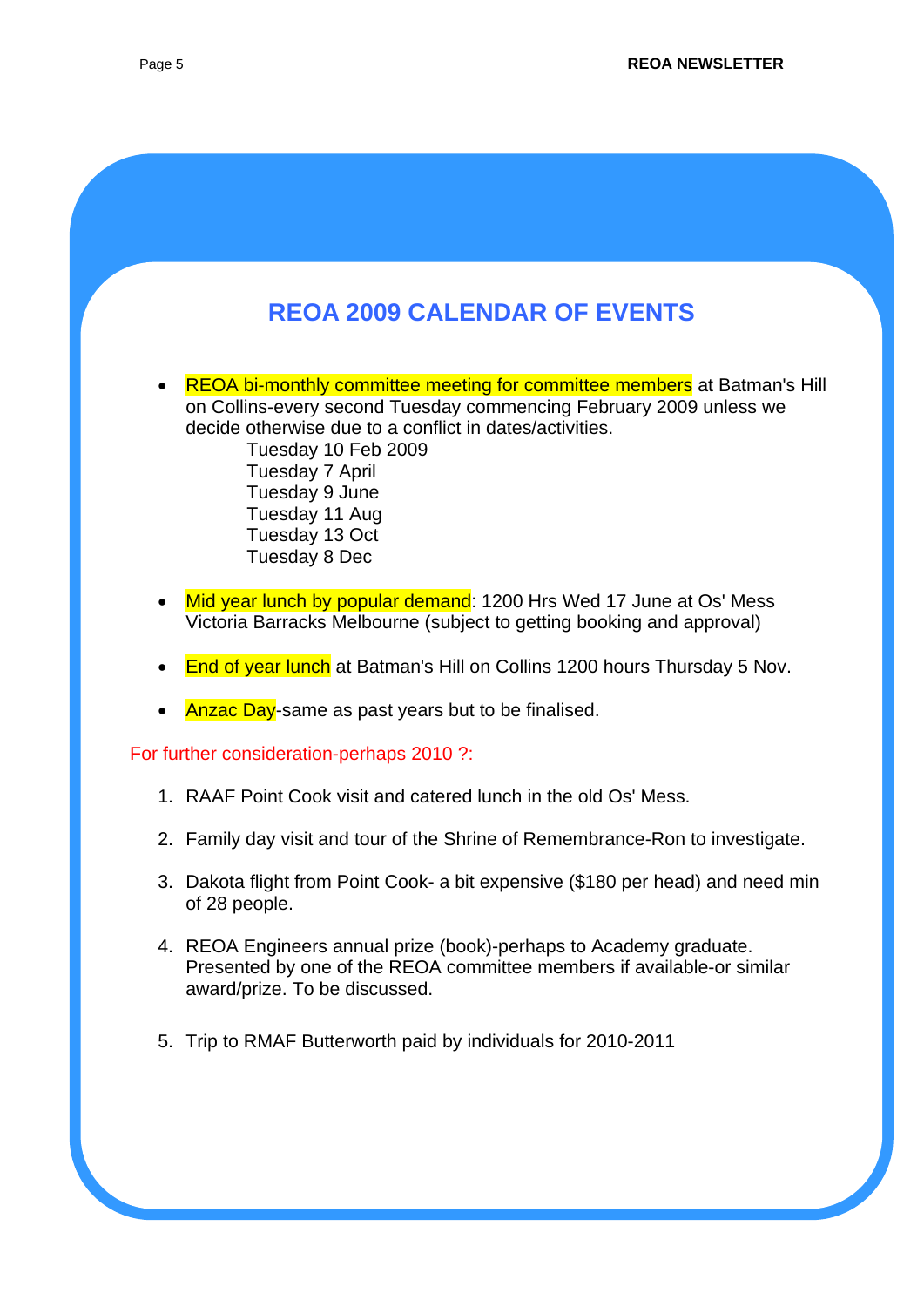## REOA 2009 CALENDAR OF EVENTS

- REOA bi-monthly committee meeting for committee members at Batman's Hill on Collins-every second Tuesday commencing February 2009 unless we decide otherwise due to a conflict in dates/activities.
  - Tuesday 10 Feb 2009
  - Tuesday 7 April
  - Tuesday 9 June
  - Tuesday 11 Aug
  - Tuesday 13 Oct
  - Tuesday 8 Dec

- Mid year lunch by popular demand: 1200 Hrs Wed 17 June at Os' Mess Victoria Barracks Melbourne (subject to getting booking and approval)

- End of year lunch at Batman's Hill on Collins 1200 hours Thursday 5 Nov.

- Anzac Day-same as past years but to be finalised.

For further consideration-perhaps 2010 ?:

1. RAAF Point Cook visit and catered lunch in the old Os' Mess.
2. Family day visit and tour of the Shrine of Remembrance-Ron to investigate.
3. Dakota flight from Point Cook- a bit expensive ($180 per head) and need min of 28 people.
4. REOA Engineers annual prize (book)-perhaps to Academy graduate. Presented by one of the REOA committee members if available-or similar award/prize. To be discussed.
5. Trip to RMAF Butterworth paid by individuals for 2010-2011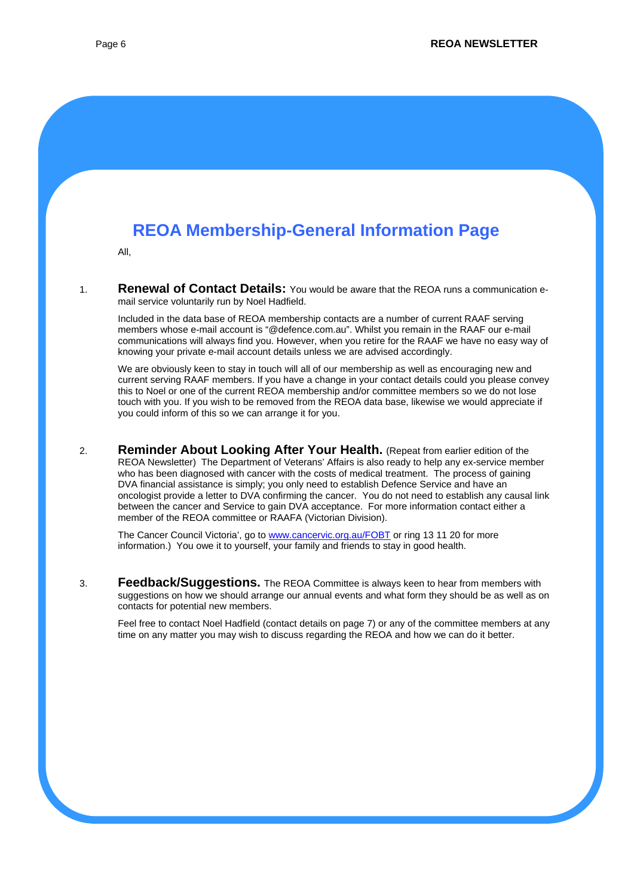# REOA Membership-General Information Page

All,

1. **Renewal of Contact Details:** You would be aware that the REOA runs a communication e-mail service voluntarily run by Noel Hadfield.

   Included in the data base of REOA membership contacts are a number of current RAAF serving members whose e-mail account is "@defence.com.au". Whilst you remain in the RAAF our e-mail communications will always find you. However, when you retire for the RAAF we have no easy way of knowing your private e-mail account details unless we are advised accordingly.

   We are obviously keen to stay in touch will all of our membership as well as encouraging new and current serving RAAF members. If you have a change in your contact details could you please convey this to Noel or one of the current REOA membership and/or committee members so we do not lose touch with you. If you wish to be removed from the REOA data base, likewise we would appreciate if you could inform of this so we can arrange it for you.

2. **Reminder About Looking After Your Health.** (Repeat from earlier edition of the REOA Newsletter) The Department of Veterans' Affairs is also ready to help any ex-service member who has been diagnosed with cancer with the costs of medical treatment. The process of gaining DVA financial assistance is simply; you only need to establish Defence Service and have an oncologist provide a letter to DVA confirming the cancer. You do not need to establish any causal link between the cancer and Service to gain DVA acceptance. For more information contact either a member of the REOA committee or RAAFA (Victorian Division).

   The Cancer Council Victoria', go to [www.cancervic.org.au/FOBT](http://www.cancervic.org.au/FOBT) or ring 13 11 20 for more information.) You owe it to yourself, your family and friends to stay in good health.

3. **Feedback/Suggestions.** The REOA Committee is always keen to hear from members with suggestions on how we should arrange our annual events and what form they should be as well as on contacts for potential new members.

   Feel free to contact Noel Hadfield (contact details on page 7) or any of the committee members at any time on any matter you may wish to discuss regarding the REOA and how we can do it better.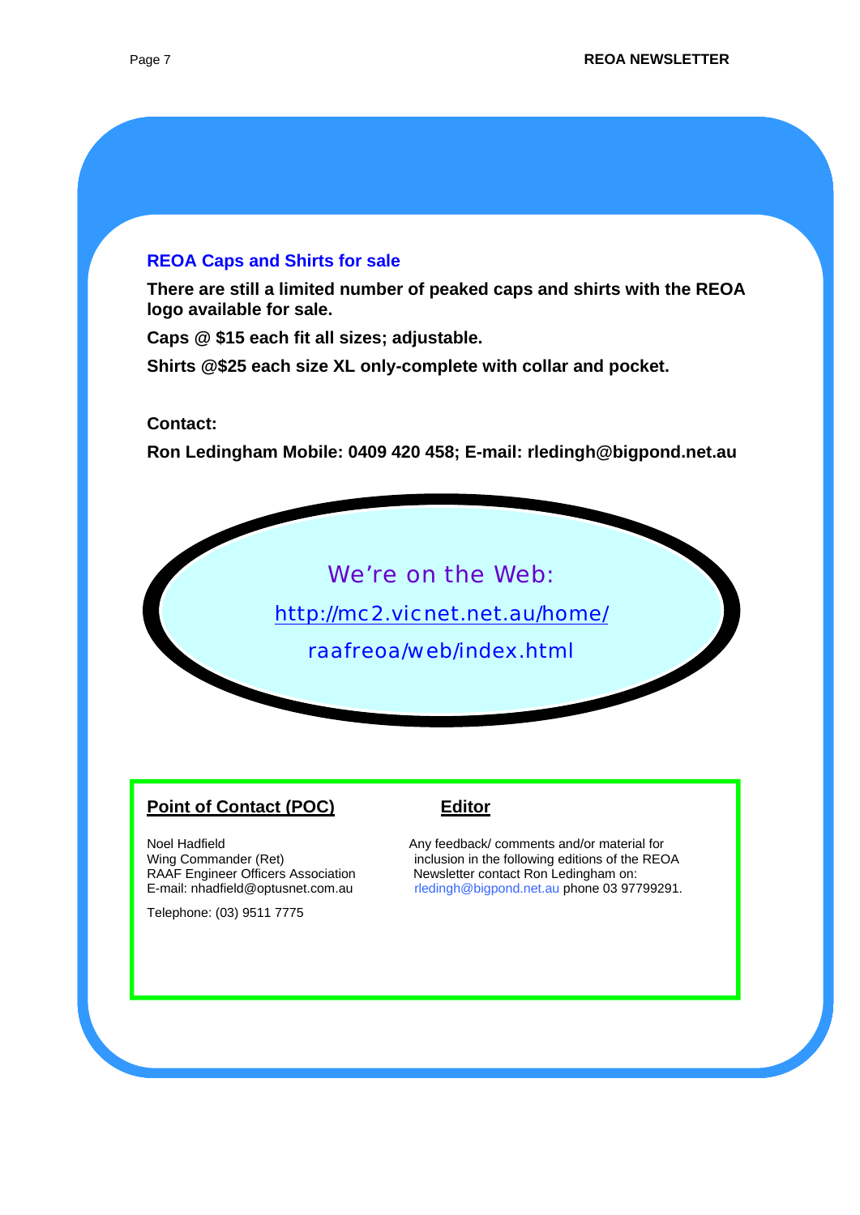## REOA Caps and Shirts for sale

**There are still a limited number of peaked caps and shirts with the REOA logo available for sale.**

**Caps @ $15 each fit all sizes; adjustable.**

**Shirts @$25 each size XL only-complete with collar and pocket.**

**Contact:**

**Ron Ledingham Mobile: 0409 420 458; E-mail: rledingh@bigpond.net.au**

We're on the Web:

http://mc2.vicnet.net.au/home/raafreoa/web/index.html

## Point of Contact (POC)

Noel Hadfield
Wing Commander (Ret)
RAAF Engineer Officers Association
E-mail: nhadfield@optusnet.com.au

Telephone: (03) 9511 7775

## Editor

Any feedback/ comments and/or material for inclusion in the following editions of the REOA Newsletter contact Ron Ledingham on: rledingh@bigpond.net.au phone 03 97799291.